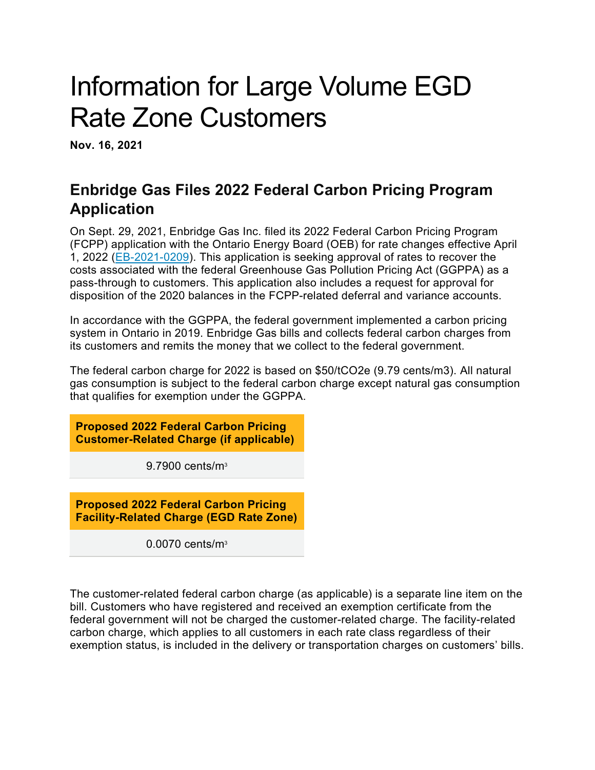# Information for Large Volume EGD Rate Zone Customers

**Nov. 16, 2021**

## Enbridge Gas Files 2022 Federal Carbon Pricing Program Application

On Sept. 29, 2021, Enbridge Gas Inc. filed its 2022 Federal Carbon Pricing Program (FCPP) application with the Ontario Energy Board (OEB) for rate changes effective April 1, 2022 (EB-2021-0209). This application is seeking approval of rates to recover the costs associated with the federal Greenhouse Gas Pollution Pricing Act (GGPPA) as a pass-through to customers. This application also includes a request for approval for disposition of the 2020 balances in the FCPP-related deferral and variance accounts.

In accordance with the GGPPA, the federal government implemented a carbon pricing system in Ontario in 2019. Enbridge Gas bills and collects federal carbon charges from its customers and remits the money that we collect to the federal government.

The federal carbon charge for 2022 is based on \$50/tCO2e (9.79 cents/m3). All natural gas consumption is subject to the federal carbon charge except natural gas consumption that qualifies for exemption under the GGPPA.

| **Proposed 2022 Federal Carbon Pricing Customer-Related Charge (if applicable)** |
| --- |
| 9.7900 cents/$m^3$ |

| **Proposed 2022 Federal Carbon Pricing Facility-Related Charge (EGD Rate Zone)** |
| --- |
| 0.0070 cents/$m^3$ |

The customer-related federal carbon charge (as applicable) is a separate line item on the bill. Customers who have registered and received an exemption certificate from the federal government will not be charged the customer-related charge. The facility-related carbon charge, which applies to all customers in each rate class regardless of their exemption status, is included in the delivery or transportation charges on customers' bills.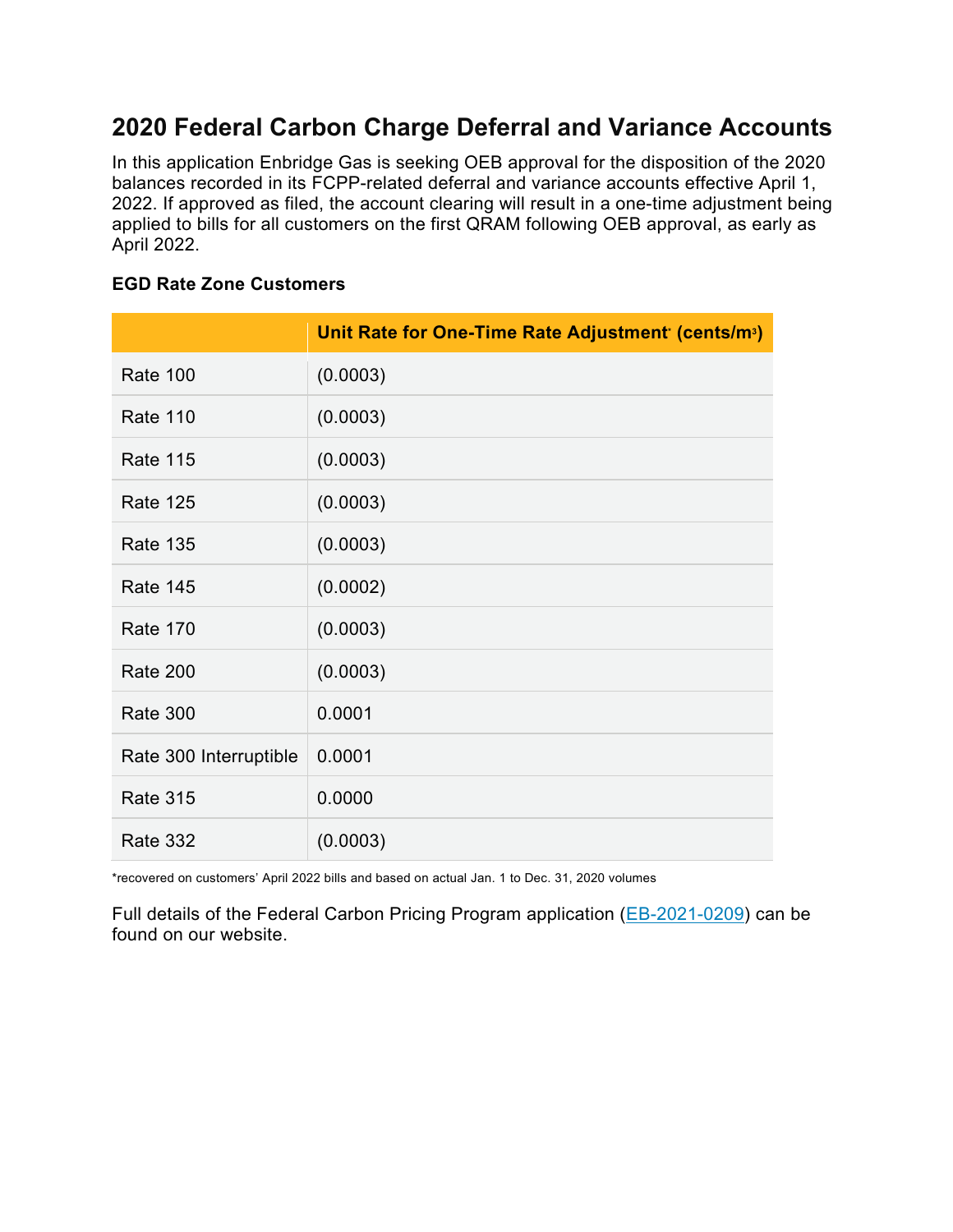## 2020 Federal Carbon Charge Deferral and Variance Accounts

In this application Enbridge Gas is seeking OEB approval for the disposition of the 2020 balances recorded in its FCPP-related deferral and variance accounts effective April 1, 2022. If approved as filed, the account clearing will result in a one-time adjustment being applied to bills for all customers on the first QRAM following OEB approval, as early as April 2022.

### EGD Rate Zone Customers

| | Unit Rate for One-Time Rate Adjustment* (cents/$m^3$) |
|---|---|
| Rate 100 | (0.0003) |
| Rate 110 | (0.0003) |
| Rate 115 | (0.0003) |
| Rate 125 | (0.0003) |
| Rate 135 | (0.0003) |
| Rate 145 | (0.0002) |
| Rate 170 | (0.0003) |
| Rate 200 | (0.0003) |
| Rate 300 | 0.0001 |
| Rate 300 Interruptible | 0.0001 |
| Rate 315 | 0.0000 |
| Rate 332 | (0.0003) |

*recovered on customers' April 2022 bills and based on actual Jan. 1 to Dec. 31, 2020 volumes

Full details of the Federal Carbon Pricing Program application (EB-2021-0209) can be found on our website.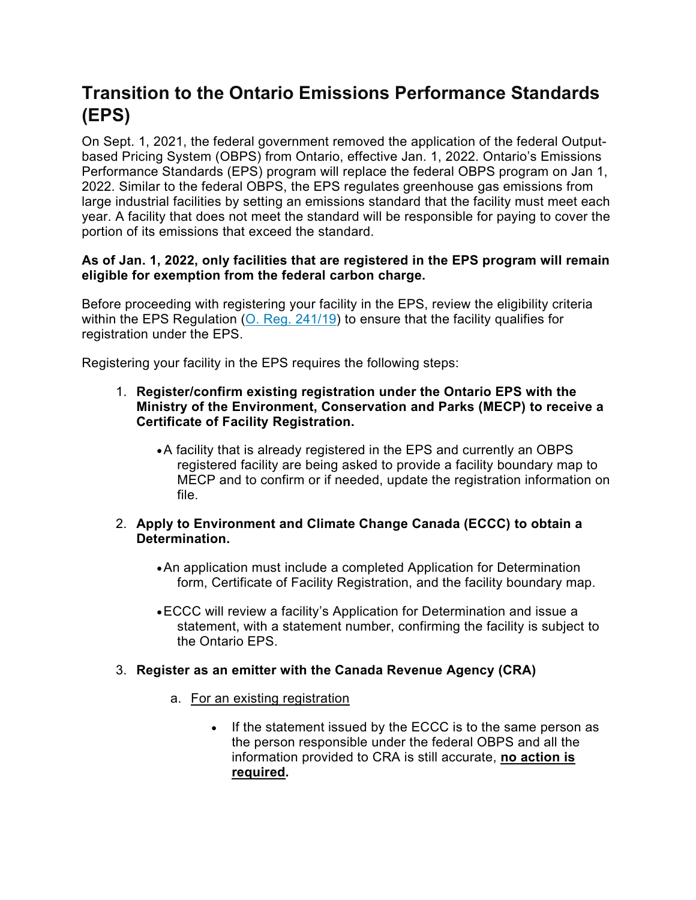## Transition to the Ontario Emissions Performance Standards (EPS)

On Sept. 1, 2021, the federal government removed the application of the federal Output-based Pricing System (OBPS) from Ontario, effective Jan. 1, 2022. Ontario's Emissions Performance Standards (EPS) program will replace the federal OBPS program on Jan 1, 2022. Similar to the federal OBPS, the EPS regulates greenhouse gas emissions from large industrial facilities by setting an emissions standard that the facility must meet each year. A facility that does not meet the standard will be responsible for paying to cover the portion of its emissions that exceed the standard.

**As of Jan. 1, 2022, only facilities that are registered in the EPS program will remain eligible for exemption from the federal carbon charge.**

Before proceeding with registering your facility in the EPS, review the eligibility criteria within the EPS Regulation ([O. Reg. 241/19]()) to ensure that the facility qualifies for registration under the EPS.

Registering your facility in the EPS requires the following steps:

1. **Register/confirm existing registration under the Ontario EPS with the Ministry of the Environment, Conservation and Parks (MECP) to receive a Certificate of Facility Registration.**
   - A facility that is already registered in the EPS and currently an OBPS registered facility are being asked to provide a facility boundary map to MECP and to confirm or if needed, update the registration information on file.
2. **Apply to Environment and Climate Change Canada (ECCC) to obtain a Determination.**
   - An application must include a completed Application for Determination form, Certificate of Facility Registration, and the facility boundary map.
   - ECCC will review a facility's Application for Determination and issue a statement, with a statement number, confirming the facility is subject to the Ontario EPS.
3. **Register as an emitter with the Canada Revenue Agency (CRA)**
   a. For an existing registration
      - If the statement issued by the ECCC is to the same person as the person responsible under the federal OBPS and all the information provided to CRA is still accurate, **no action is required.**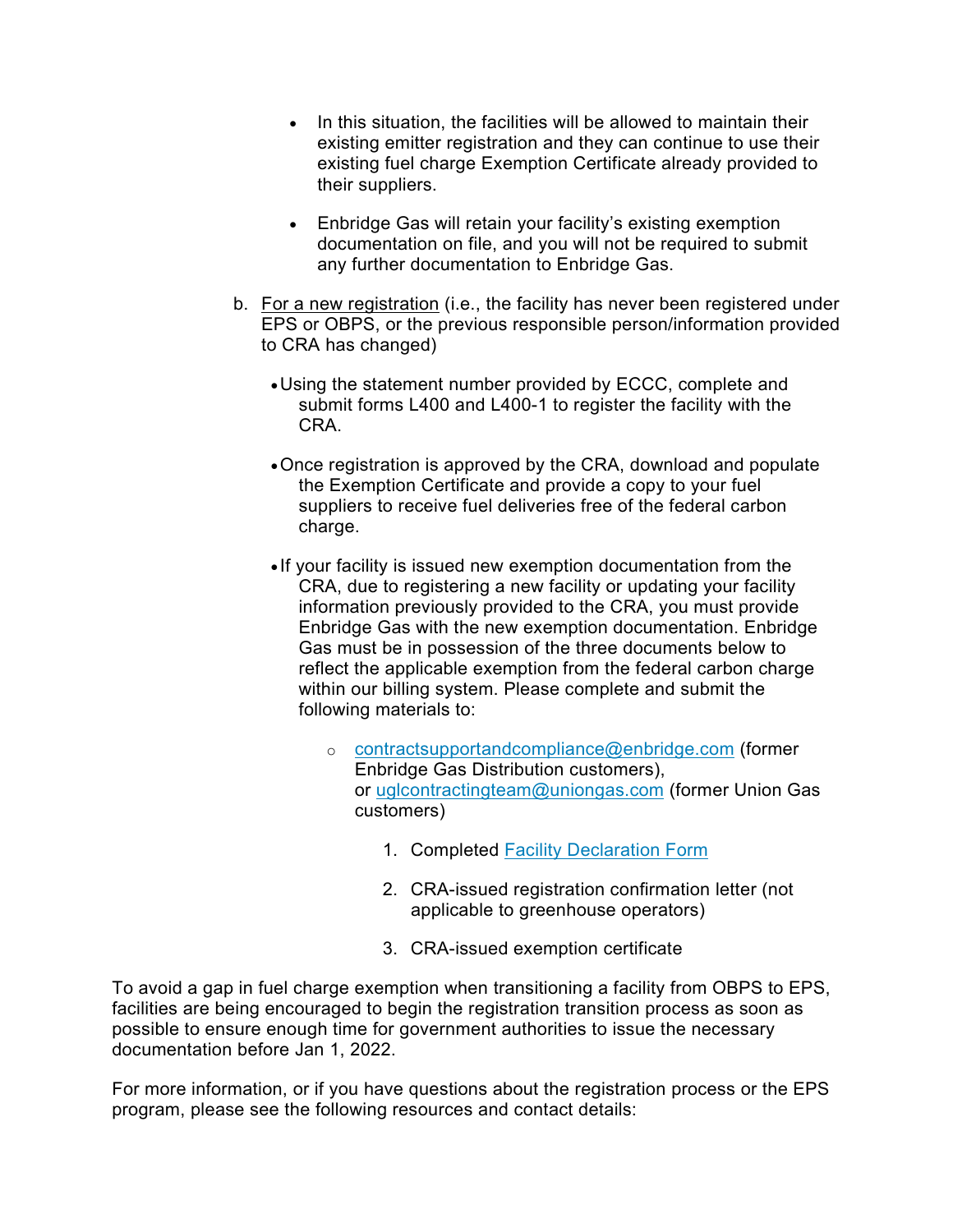- In this situation, the facilities will be allowed to maintain their existing emitter registration and they can continue to use their existing fuel charge Exemption Certificate already provided to their suppliers.

- Enbridge Gas will retain your facility's existing exemption documentation on file, and you will not be required to submit any further documentation to Enbridge Gas.

b. For a new registration (i.e., the facility has never been registered under EPS or OBPS, or the previous responsible person/information provided to CRA has changed)

   - Using the statement number provided by ECCC, complete and submit forms L400 and L400-1 to register the facility with the CRA.

   - Once registration is approved by the CRA, download and populate the Exemption Certificate and provide a copy to your fuel suppliers to receive fuel deliveries free of the federal carbon charge.

   - If your facility is issued new exemption documentation from the CRA, due to registering a new facility or updating your facility information previously provided to the CRA, you must provide Enbridge Gas with the new exemption documentation. Enbridge Gas must be in possession of the three documents below to reflect the applicable exemption from the federal carbon charge within our billing system. Please complete and submit the following materials to:

     - contractsupportandcompliance@enbridge.com (former Enbridge Gas Distribution customers), or uglcontractingteam@uniongas.com (former Union Gas customers)

       1. Completed Facility Declaration Form

       2. CRA-issued registration confirmation letter (not applicable to greenhouse operators)

       3. CRA-issued exemption certificate

To avoid a gap in fuel charge exemption when transitioning a facility from OBPS to EPS, facilities are being encouraged to begin the registration transition process as soon as possible to ensure enough time for government authorities to issue the necessary documentation before Jan 1, 2022.

For more information, or if you have questions about the registration process or the EPS program, please see the following resources and contact details: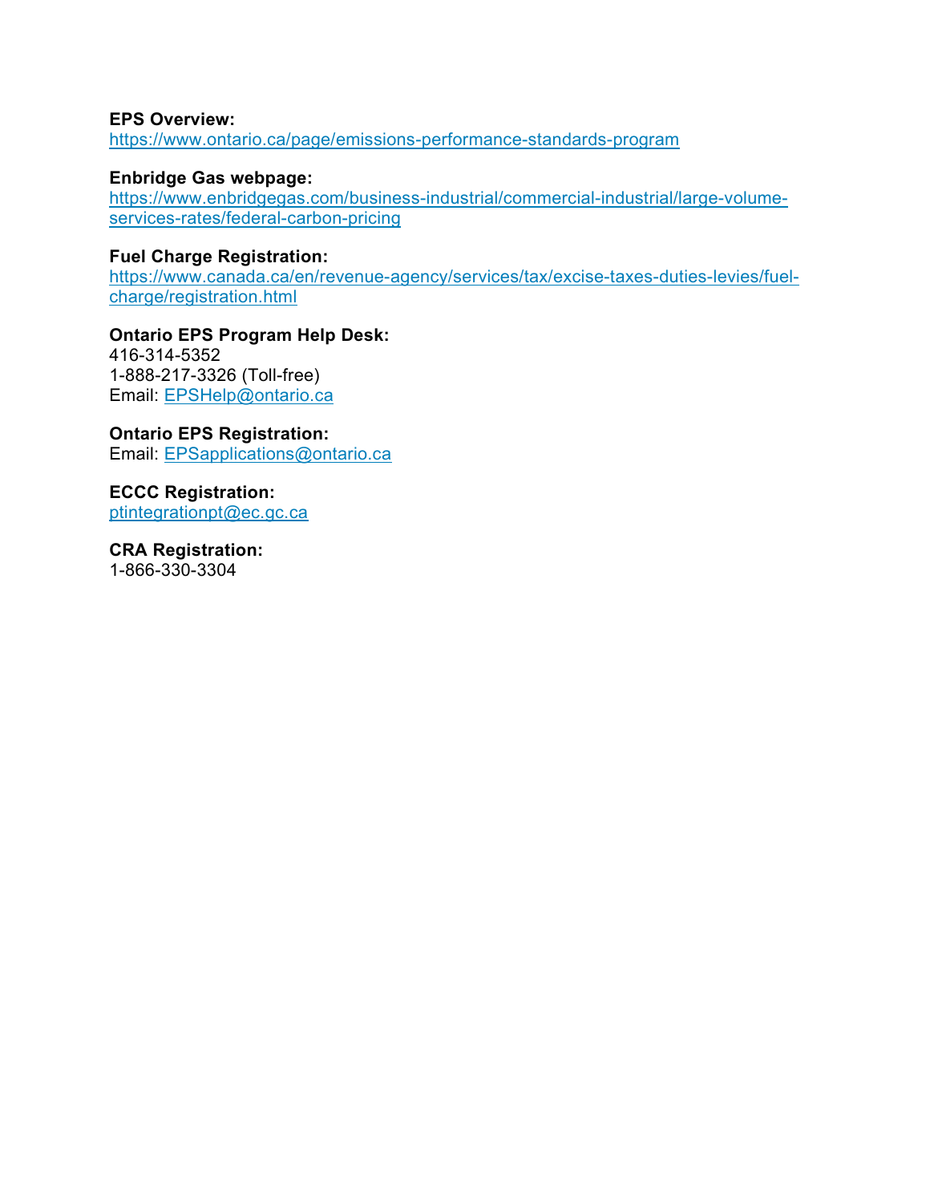**EPS Overview:**
https://www.ontario.ca/page/emissions-performance-standards-program

**Enbridge Gas webpage:**
https://www.enbridgegas.com/business-industrial/commercial-industrial/large-volume-services-rates/federal-carbon-pricing

**Fuel Charge Registration:**
https://www.canada.ca/en/revenue-agency/services/tax/excise-taxes-duties-levies/fuel-charge/registration.html

**Ontario EPS Program Help Desk:**
416-314-5352
1-888-217-3326 (Toll-free)
Email: EPSHelp@ontario.ca

**Ontario EPS Registration:**
Email: EPSapplications@ontario.ca

**ECCC Registration:**
ptintegrationpt@ec.gc.ca

**CRA Registration:**
1-866-330-3304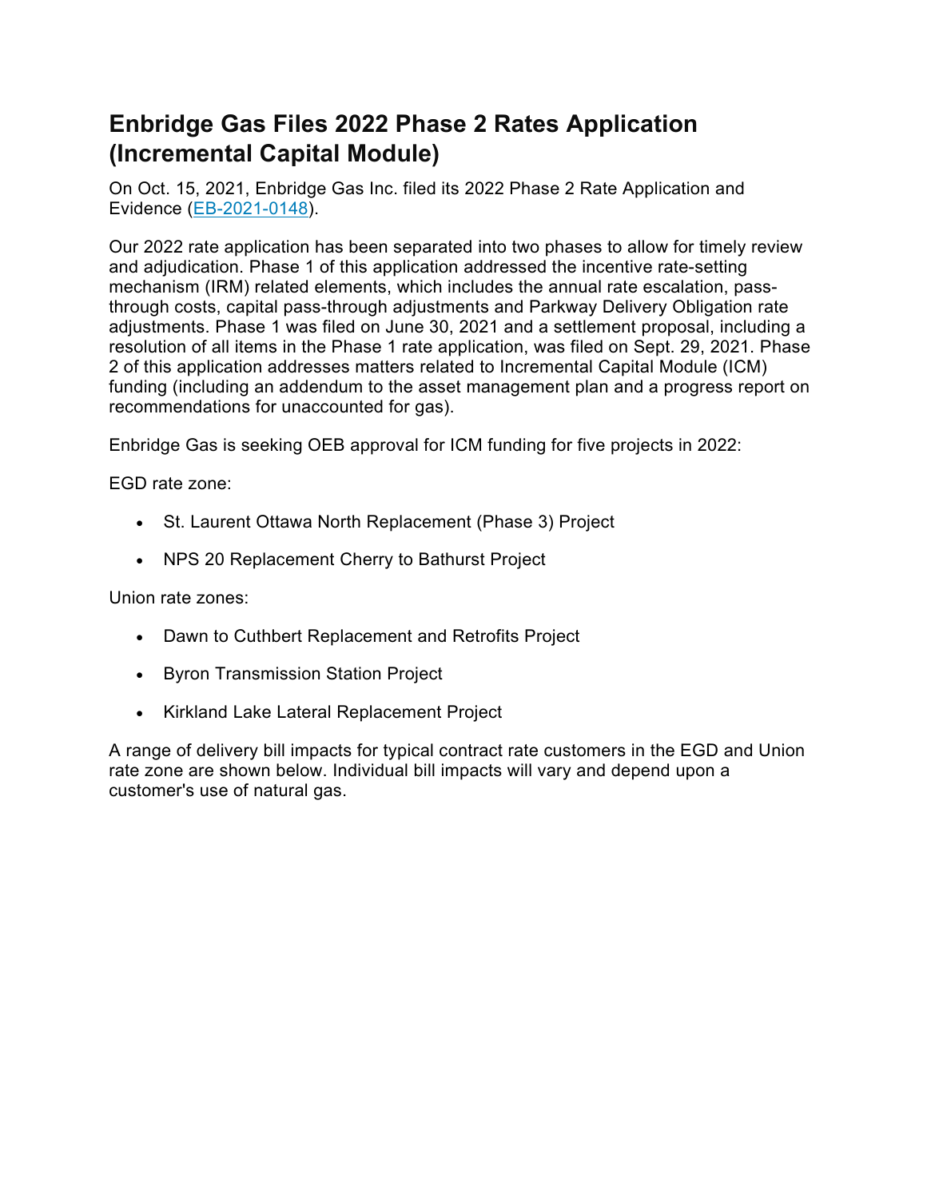# Enbridge Gas Files 2022 Phase 2 Rates Application (Incremental Capital Module)

On Oct. 15, 2021, Enbridge Gas Inc. filed its 2022 Phase 2 Rate Application and Evidence (EB-2021-0148).

Our 2022 rate application has been separated into two phases to allow for timely review and adjudication. Phase 1 of this application addressed the incentive rate-setting mechanism (IRM) related elements, which includes the annual rate escalation, pass-through costs, capital pass-through adjustments and Parkway Delivery Obligation rate adjustments. Phase 1 was filed on June 30, 2021 and a settlement proposal, including a resolution of all items in the Phase 1 rate application, was filed on Sept. 29, 2021. Phase 2 of this application addresses matters related to Incremental Capital Module (ICM) funding (including an addendum to the asset management plan and a progress report on recommendations for unaccounted for gas).

Enbridge Gas is seeking OEB approval for ICM funding for five projects in 2022:

EGD rate zone:

- St. Laurent Ottawa North Replacement (Phase 3) Project
- NPS 20 Replacement Cherry to Bathurst Project

Union rate zones:

- Dawn to Cuthbert Replacement and Retrofits Project
- Byron Transmission Station Project
- Kirkland Lake Lateral Replacement Project

A range of delivery bill impacts for typical contract rate customers in the EGD and Union rate zone are shown below. Individual bill impacts will vary and depend upon a customer's use of natural gas.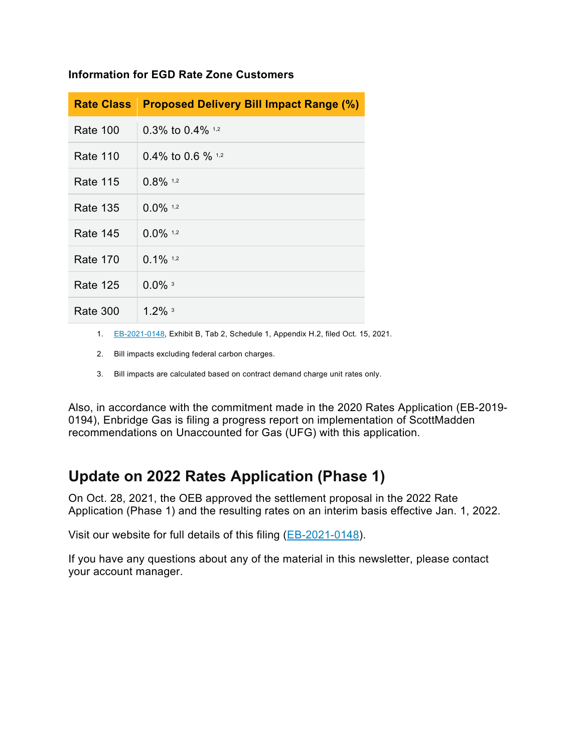**Information for EGD Rate Zone Customers**

| Rate Class | Proposed Delivery Bill Impact Range (%) |
|---|---|
| Rate 100 | 0.3% to 0.4% [1,2] |
| Rate 110 | 0.4% to 0.6 % [1,2] |
| Rate 115 | 0.8% [1,2] |
| Rate 135 | 0.0% [1,2] |
| Rate 145 | 0.0% [1,2] |
| Rate 170 | 0.1% [1,2] |
| Rate 125 | 0.0% [3] |
| Rate 300 | 1.2% [3] |

1. EB-2021-0148, Exhibit B, Tab 2, Schedule 1, Appendix H.2, filed Oct. 15, 2021.
2. Bill impacts excluding federal carbon charges.
3. Bill impacts are calculated based on contract demand charge unit rates only.

Also, in accordance with the commitment made in the 2020 Rates Application (EB-2019-0194), Enbridge Gas is filing a progress report on implementation of ScottMadden recommendations on Unaccounted for Gas (UFG) with this application.

## Update on 2022 Rates Application (Phase 1)

On Oct. 28, 2021, the OEB approved the settlement proposal in the 2022 Rate Application (Phase 1) and the resulting rates on an interim basis effective Jan. 1, 2022.

Visit our website for full details of this filing (EB-2021-0148).

If you have any questions about any of the material in this newsletter, please contact your account manager.